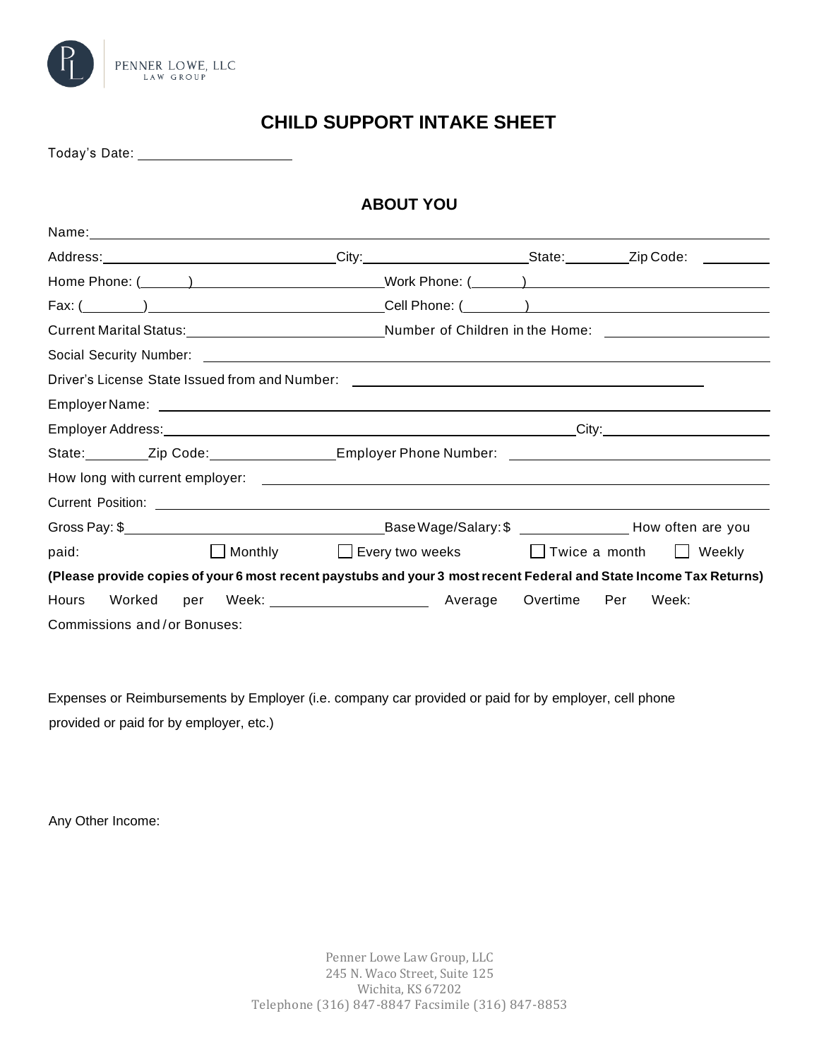PENNER LOWE, LLC
LAW GROUP

# CHILD SUPPORT INTAKE SHEET

Today's Date: ____________________

## ABOUT YOU

Name: ____________________________________________

Address: ______________________ City: ______________ State: ________ Zip Code: ________

Home Phone: (______) ______________________ Work Phone: (______) ______________________

Fax: (________) ______________________ Cell Phone: (________) ______________________

Current Marital Status: ______________________ Number of Children in the Home: ______________

Social Security Number: ____________________________________________

Driver's License State Issued from and Number: ____________________________________________

Employer Name: ____________________________________________

Employer Address: ______________________________ City: ______________________

State: ________ Zip Code: ______________ Employer Phone Number: ______________________

How long with current employer: ____________________________________________

Current Position: ____________________________________________

Gross Pay: $______________________ Base Wage/Salary: $______________ How often are you paid: ☐ Monthly ☐ Every two weeks ☐ Twice a month ☐ Weekly

**(Please provide copies of your 6 most recent paystubs and your 3 most recent Federal and State Income Tax Returns)**

Hours Worked per Week: ____________________ Average Overtime Per Week:

Commissions and / or Bonuses:

Expenses or Reimbursements by Employer (i.e. company car provided or paid for by employer, cell phone provided or paid for by employer, etc.)

Any Other Income:

Penner Lowe Law Group, LLC
245 N. Waco Street, Suite 125
Wichita, KS 67202
Telephone (316) 847-8847 Facsimile (316) 847-8853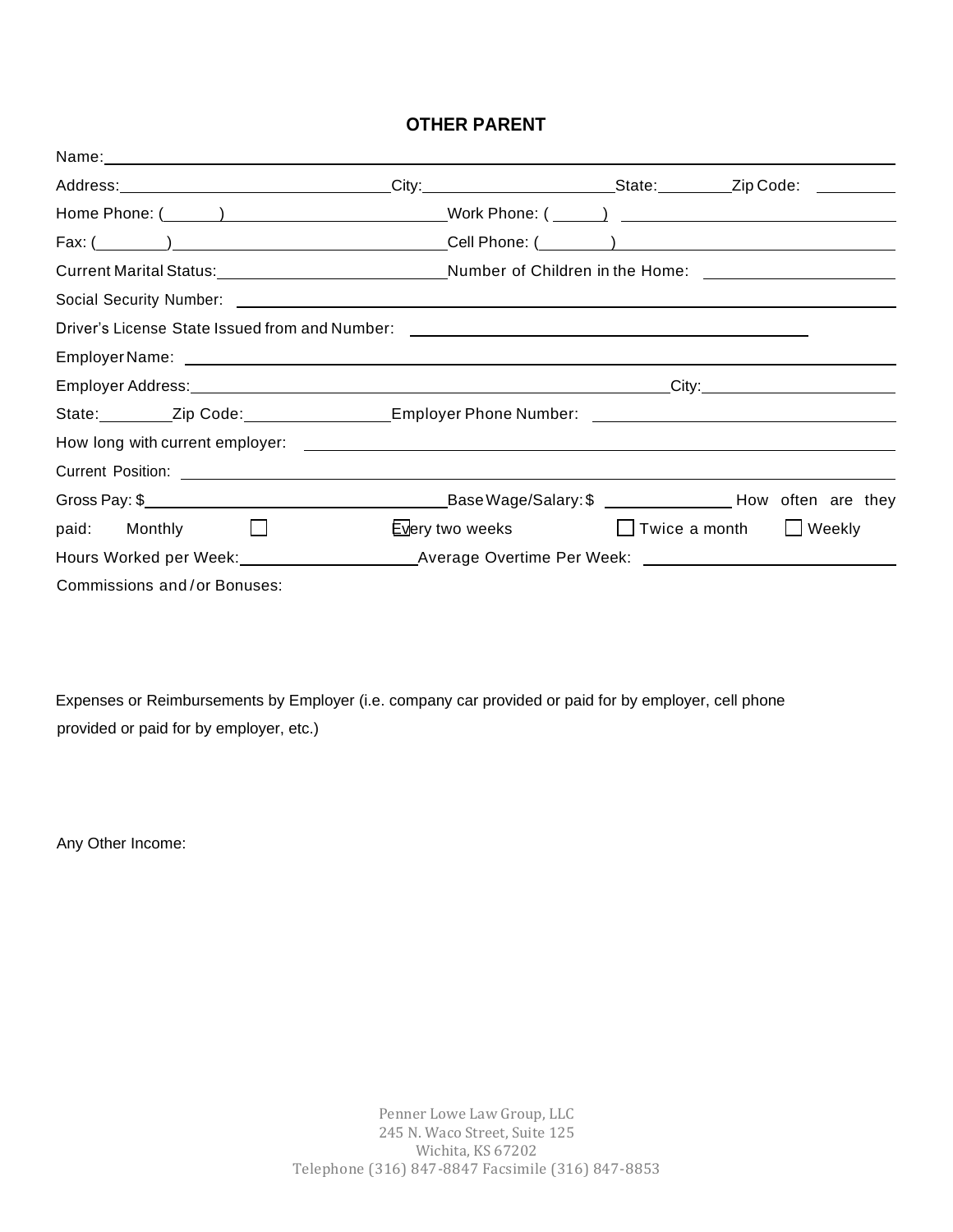## OTHER PARENT

Name: ______________________________________________

Address: ____________________ City: ____________________ State: ________ Zip Code: ________

Home Phone: (______) ____________________ Work Phone: (______) ____________________

Fax: (________) ____________________ Cell Phone: (________) ____________________

Current Marital Status: ____________________ Number of Children in the Home: ____________________

Social Security Number: ______________________________________________

Driver's License State Issued from and Number: ______________________________________________

Employer Name: ______________________________________________

Employer Address: ______________________________________________ City: ____________________

State: ________ Zip Code: ____________ Employer Phone Number: ____________________

How long with current employer: ______________________________________________

Current Position: ______________________________________________

Gross Pay: $ ____________________ Base Wage/Salary: $ ______________ How often are they paid: Monthly ☐ ☐ Every two weeks ☐ Twice a month ☐ Weekly

Hours Worked per Week: ____________________ Average Overtime Per Week: ____________________

Commissions and / or Bonuses:

Expenses or Reimbursements by Employer (i.e. company car provided or paid for by employer, cell phone provided or paid for by employer, etc.)

Any Other Income:

Penner Lowe Law Group, LLC
245 N. Waco Street, Suite 125
Wichita, KS 67202
Telephone (316) 847-8847 Facsimile (316) 847-8853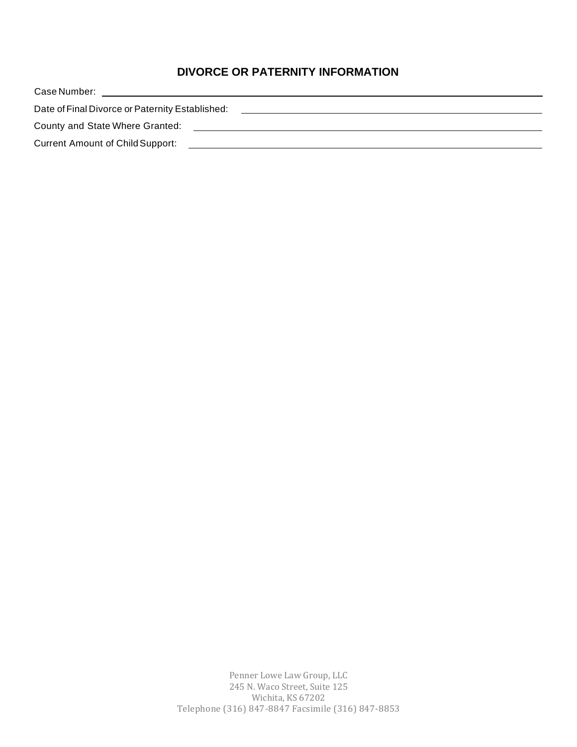## DIVORCE OR PATERNITY INFORMATION

Case Number: ______________________________________________

Date of Final Divorce or Paternity Established: ______________________________________________

County and State Where Granted: ______________________________________________

Current Amount of Child Support: ______________________________________________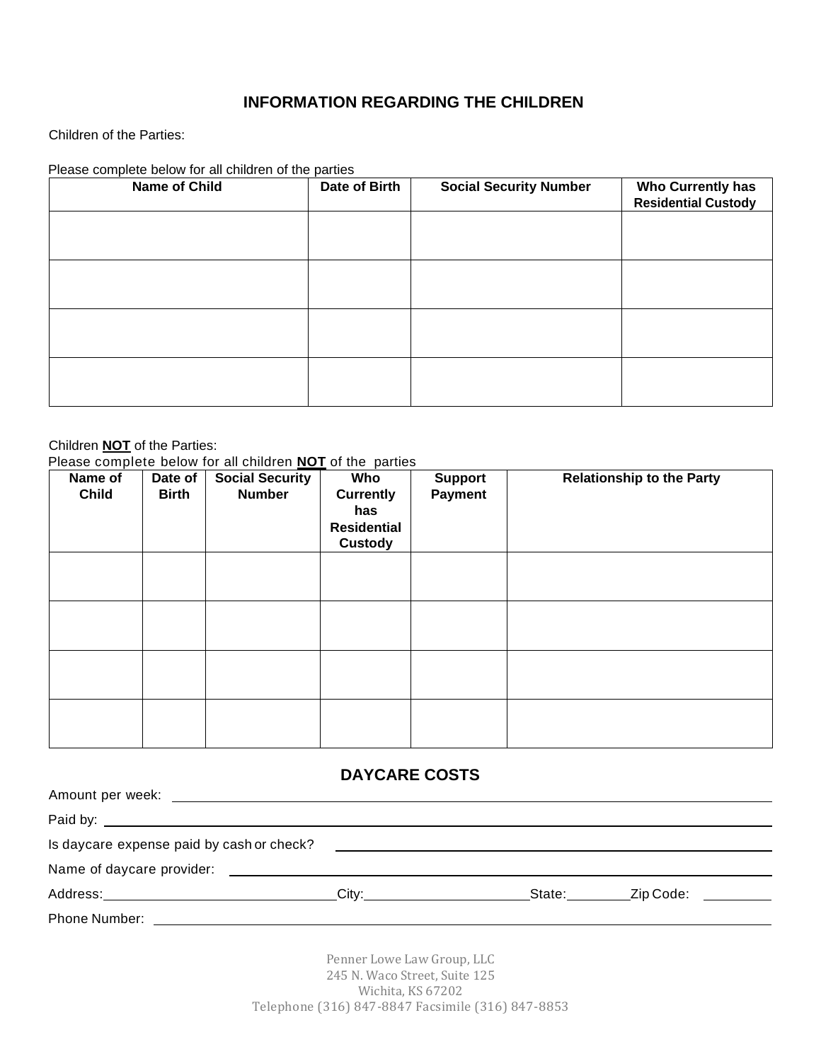## INFORMATION REGARDING THE CHILDREN

Children of the Parties:

Please complete below for all children of the parties

| Name of Child | Date of Birth | Social Security Number | Who Currently has Residential Custody |
|---|---|---|---|
| | | | |
| | | | |
| | | | |
| | | | |

Children **NOT** of the Parties:

Please complete below for all children **NOT** of the parties

| Name of Child | Date of Birth | Social Security Number | Who Currently has Residential Custody | Support Payment | Relationship to the Party |
|---|---|---|---|---|---|
| | | | | | |
| | | | | | |
| | | | | | |
| | | | | | |

## DAYCARE COSTS

Amount per week: ______________________________

Paid by: ______________________________

Is daycare expense paid by cash or check? ______________________________

Name of daycare provider: ______________________________

Address: ____________________ City: ____________________ State: __________ Zip Code: __________

Phone Number: ______________________________

Penner Lowe Law Group, LLC
245 N. Waco Street, Suite 125
Wichita, KS 67202
Telephone (316) 847-8847 Facsimile (316) 847-8853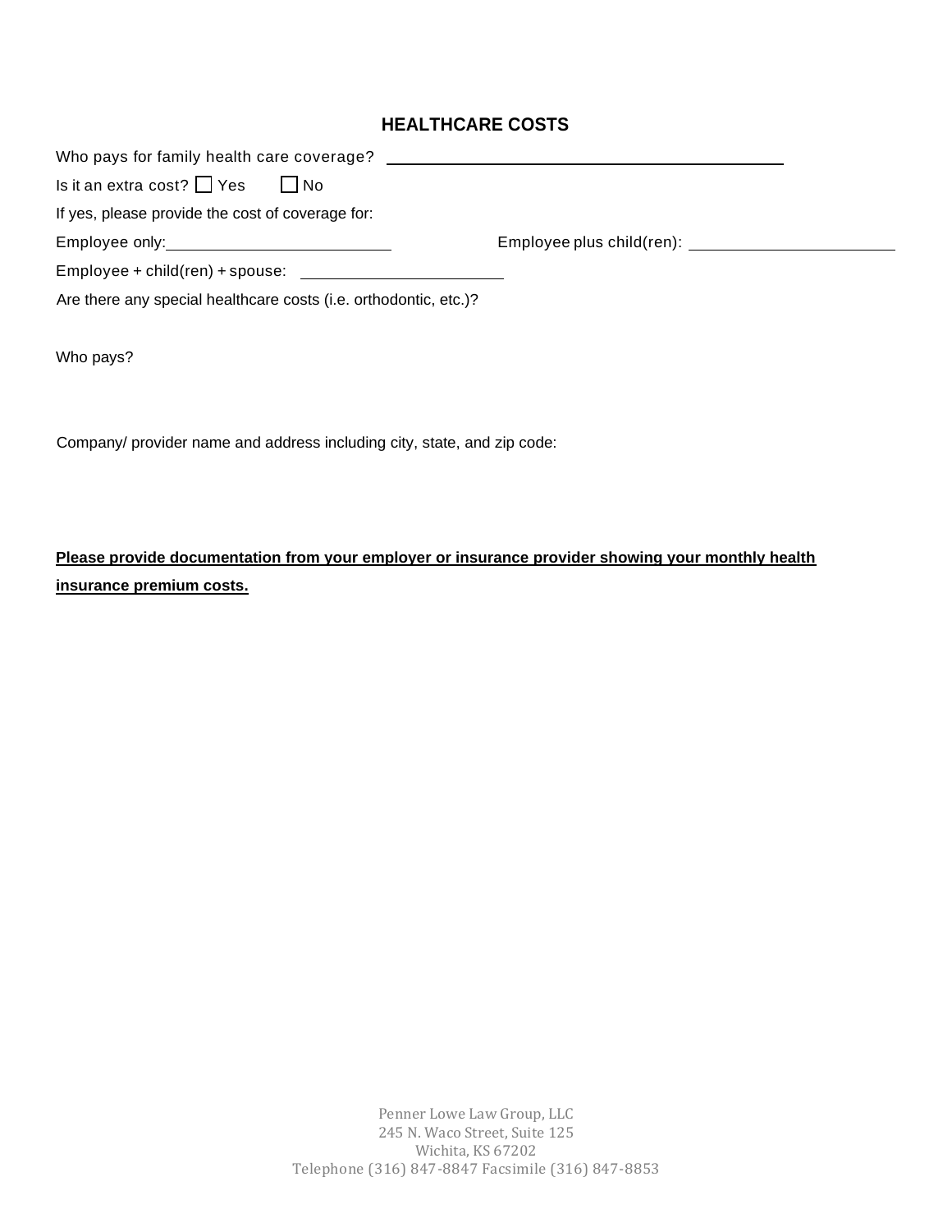## HEALTHCARE COSTS

Who pays for family health care coverage? ______________________________

Is it an extra cost? ☐ Yes ☐ No

If yes, please provide the cost of coverage for:

Employee only: ____________________ Employee plus child(ren): ____________________

Employee + child(ren) + spouse: ____________________

Are there any special healthcare costs (i.e. orthodontic, etc.)?

Who pays?

Company/ provider name and address including city, state, and zip code:

**Please provide documentation from your employer or insurance provider showing your monthly health insurance premium costs.**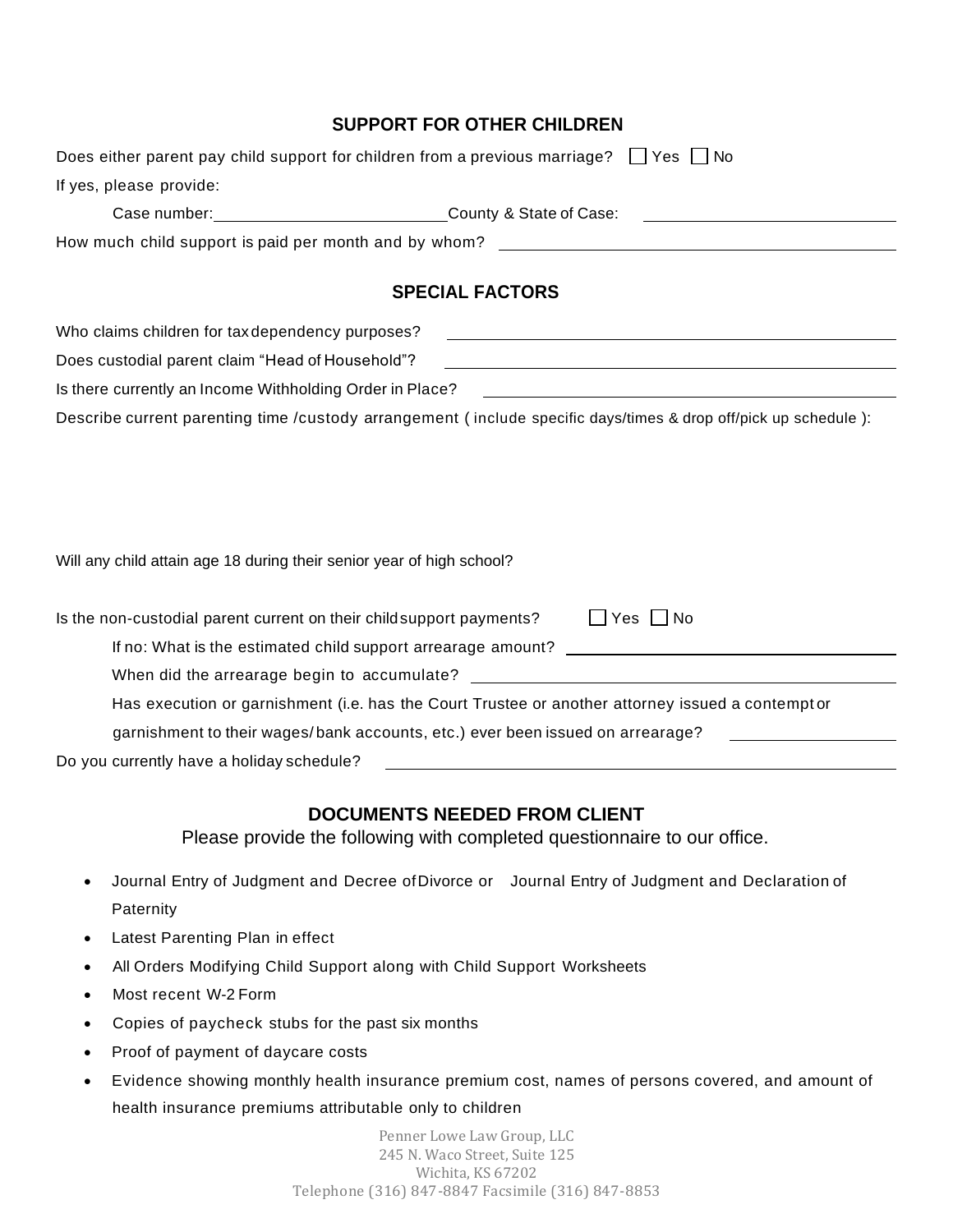## SUPPORT FOR OTHER CHILDREN

Does either parent pay child support for children from a previous marriage? ☐ Yes ☐ No

If yes, please provide:

Case number: \_\_\_\_\_\_\_\_\_\_\_\_\_\_\_\_\_\_\_\_ County & State of Case: \_\_\_\_\_\_\_\_\_\_\_\_\_\_\_\_\_\_\_\_

How much child support is paid per month and by whom? \_\_\_\_\_\_\_\_\_\_\_\_\_\_\_\_\_\_\_\_

## SPECIAL FACTORS

Who claims children for tax dependency purposes? \_\_\_\_\_\_\_\_\_\_\_\_\_\_\_\_\_\_\_\_

Does custodial parent claim "Head of Household"? \_\_\_\_\_\_\_\_\_\_\_\_\_\_\_\_\_\_\_\_

Is there currently an Income Withholding Order in Place? \_\_\_\_\_\_\_\_\_\_\_\_\_\_\_\_\_\_\_\_

Describe current parenting time /custody arrangement ( include specific days/times & drop off/pick up schedule ):

Will any child attain age 18 during their senior year of high school?

Is the non-custodial parent current on their child support payments? ☐ Yes ☐ No

If no: What is the estimated child support arrearage amount? \_\_\_\_\_\_\_\_\_\_\_\_\_\_\_\_\_\_\_\_

When did the arrearage begin to accumulate? \_\_\_\_\_\_\_\_\_\_\_\_\_\_\_\_\_\_\_\_

Has execution or garnishment (i.e. has the Court Trustee or another attorney issued a contempt or garnishment to their wages/ bank accounts, etc.) ever been issued on arrearage? \_\_\_\_\_\_\_\_\_\_

Do you currently have a holiday schedule? \_\_\_\_\_\_\_\_\_\_\_\_\_\_\_\_\_\_\_\_

## DOCUMENTS NEEDED FROM CLIENT

Please provide the following with completed questionnaire to our office.

- Journal Entry of Judgment and Decree of Divorce or Journal Entry of Judgment and Declaration of Paternity
- Latest Parenting Plan in effect
- All Orders Modifying Child Support along with Child Support Worksheets
- Most recent W-2 Form
- Copies of paycheck stubs for the past six months
- Proof of payment of daycare costs
- Evidence showing monthly health insurance premium cost, names of persons covered, and amount of health insurance premiums attributable only to children

Penner Lowe Law Group, LLC
245 N. Waco Street, Suite 125
Wichita, KS 67202
Telephone (316) 847-8847 Facsimile (316) 847-8853